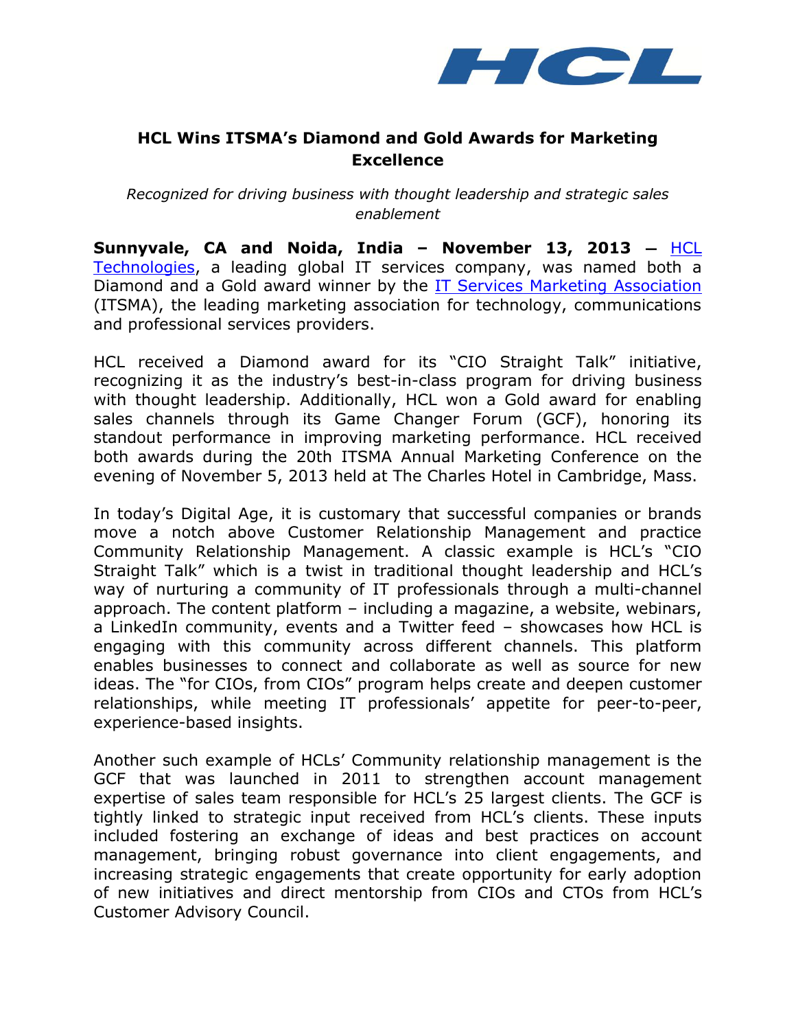# HCL Wins ITSMA's Diamond and Gold Awards for Marketing Excellence

*Recognized for driving business with thought leadership and strategic sales enablement*

**Sunnyvale, CA and Noida, India – November 13, 2013 –** HCL Technologies, a leading global IT services company, was named both a Diamond and a Gold award winner by the IT Services Marketing Association (ITSMA), the leading marketing association for technology, communications and professional services providers.

HCL received a Diamond award for its "CIO Straight Talk" initiative, recognizing it as the industry's best-in-class program for driving business with thought leadership. Additionally, HCL won a Gold award for enabling sales channels through its Game Changer Forum (GCF), honoring its standout performance in improving marketing performance. HCL received both awards during the 20th ITSMA Annual Marketing Conference on the evening of November 5, 2013 held at The Charles Hotel in Cambridge, Mass.

In today's Digital Age, it is customary that successful companies or brands move a notch above Customer Relationship Management and practice Community Relationship Management. A classic example is HCL's "CIO Straight Talk" which is a twist in traditional thought leadership and HCL's way of nurturing a community of IT professionals through a multi-channel approach. The content platform – including a magazine, a website, webinars, a LinkedIn community, events and a Twitter feed – showcases how HCL is engaging with this community across different channels. This platform enables businesses to connect and collaborate as well as source for new ideas. The "for CIOs, from CIOs" program helps create and deepen customer relationships, while meeting IT professionals' appetite for peer-to-peer, experience-based insights.

Another such example of HCLs' Community relationship management is the GCF that was launched in 2011 to strengthen account management expertise of sales team responsible for HCL's 25 largest clients. The GCF is tightly linked to strategic input received from HCL's clients. These inputs included fostering an exchange of ideas and best practices on account management, bringing robust governance into client engagements, and increasing strategic engagements that create opportunity for early adoption of new initiatives and direct mentorship from CIOs and CTOs from HCL's Customer Advisory Council.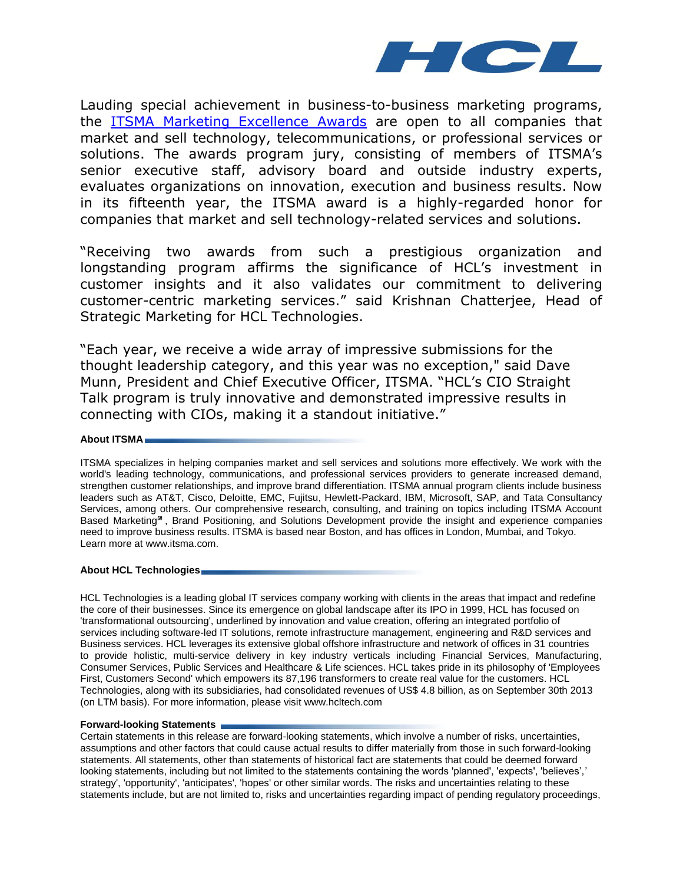Lauding special achievement in business-to-business marketing programs, the [ITSMA Marketing Excellence Awards] are open to all companies that market and sell technology, telecommunications, or professional services or solutions. The awards program jury, consisting of members of ITSMA's senior executive staff, advisory board and outside industry experts, evaluates organizations on innovation, execution and business results. Now in its fifteenth year, the ITSMA award is a highly-regarded honor for companies that market and sell technology-related services and solutions.

"Receiving two awards from such a prestigious organization and longstanding program affirms the significance of HCL's investment in customer insights and it also validates our commitment to delivering customer-centric marketing services." said Krishnan Chatterjee, Head of Strategic Marketing for HCL Technologies.

"Each year, we receive a wide array of impressive submissions for the thought leadership category, and this year was no exception," said Dave Munn, President and Chief Executive Officer, ITSMA. "HCL's CIO Straight Talk program is truly innovative and demonstrated impressive results in connecting with CIOs, making it a standout initiative."

**About ITSMA**

ITSMA specializes in helping companies market and sell services and solutions more effectively. We work with the world's leading technology, communications, and professional services providers to generate increased demand, strengthen customer relationships, and improve brand differentiation. ITSMA annual program clients include business leaders such as AT&T, Cisco, Deloitte, EMC, Fujitsu, Hewlett-Packard, IBM, Microsoft, SAP, and Tata Consultancy Services, among others. Our comprehensive research, consulting, and training on topics including ITSMA Account Based Marketing℠, Brand Positioning, and Solutions Development provide the insight and experience companies need to improve business results. ITSMA is based near Boston, and has offices in London, Mumbai, and Tokyo. Learn more at www.itsma.com.

**About HCL Technologies**

HCL Technologies is a leading global IT services company working with clients in the areas that impact and redefine the core of their businesses. Since its emergence on global landscape after its IPO in 1999, HCL has focused on 'transformational outsourcing', underlined by innovation and value creation, offering an integrated portfolio of services including software-led IT solutions, remote infrastructure management, engineering and R&D services and Business services. HCL leverages its extensive global offshore infrastructure and network of offices in 31 countries to provide holistic, multi-service delivery in key industry verticals including Financial Services, Manufacturing, Consumer Services, Public Services and Healthcare & Life sciences. HCL takes pride in its philosophy of 'Employees First, Customers Second' which empowers its 87,196 transformers to create real value for the customers. HCL Technologies, along with its subsidiaries, had consolidated revenues of US$ 4.8 billion, as on September 30th 2013 (on LTM basis). For more information, please visit www.hcltech.com

**Forward-looking Statements**

Certain statements in this release are forward-looking statements, which involve a number of risks, uncertainties, assumptions and other factors that could cause actual results to differ materially from those in such forward-looking statements. All statements, other than statements of historical fact are statements that could be deemed forward looking statements, including but not limited to the statements containing the words 'planned', 'expects', 'believes',' strategy', 'opportunity', 'anticipates', 'hopes' or other similar words. The risks and uncertainties relating to these statements include, but are not limited to, risks and uncertainties regarding impact of pending regulatory proceedings,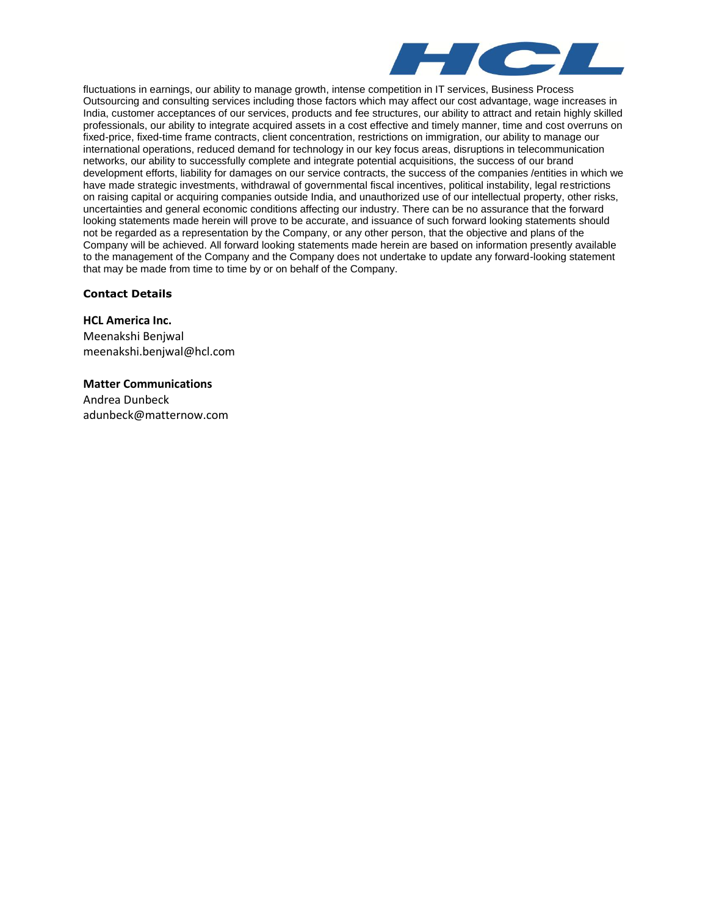fluctuations in earnings, our ability to manage growth, intense competition in IT services, Business Process Outsourcing and consulting services including those factors which may affect our cost advantage, wage increases in India, customer acceptances of our services, products and fee structures, our ability to attract and retain highly skilled professionals, our ability to integrate acquired assets in a cost effective and timely manner, time and cost overruns on fixed-price, fixed-time frame contracts, client concentration, restrictions on immigration, our ability to manage our international operations, reduced demand for technology in our key focus areas, disruptions in telecommunication networks, our ability to successfully complete and integrate potential acquisitions, the success of our brand development efforts, liability for damages on our service contracts, the success of the companies /entities in which we have made strategic investments, withdrawal of governmental fiscal incentives, political instability, legal restrictions on raising capital or acquiring companies outside India, and unauthorized use of our intellectual property, other risks, uncertainties and general economic conditions affecting our industry. There can be no assurance that the forward looking statements made herein will prove to be accurate, and issuance of such forward looking statements should not be regarded as a representation by the Company, or any other person, that the objective and plans of the Company will be achieved. All forward looking statements made herein are based on information presently available to the management of the Company and the Company does not undertake to update any forward-looking statement that may be made from time to time by or on behalf of the Company.

**Contact Details**

**HCL America Inc.**
Meenakshi Benjwal
meenakshi.benjwal@hcl.com

**Matter Communications**
Andrea Dunbeck
adunbeck@matternow.com